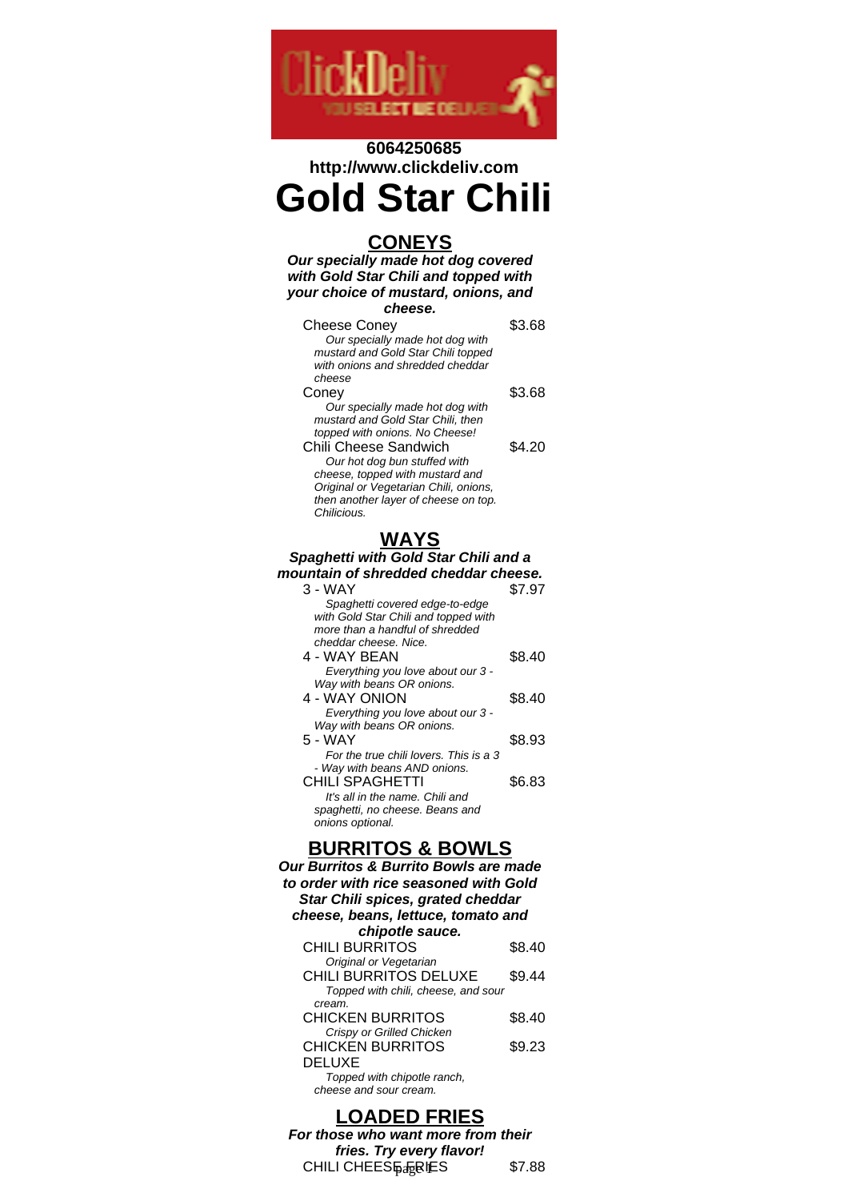**6064250685**
**http://www.clickdeliv.com**

# Gold Star Chili

## CONEYS

***Our specially made hot dog covered with Gold Star Chili and topped with your choice of mustard, onions, and cheese.***

Cheese Coney — $3.68
*Our specially made hot dog with mustard and Gold Star Chili topped with onions and shredded cheddar cheese*

Coney — $3.68
*Our specially made hot dog with mustard and Gold Star Chili, then topped with onions. No Cheese!*

Chili Cheese Sandwich — $4.20
*Our hot dog bun stuffed with cheese, topped with mustard and Original or Vegetarian Chili, onions, then another layer of cheese on top. Chilicious.*

## WAYS

***Spaghetti with Gold Star Chili and a mountain of shredded cheddar cheese.***

3 - WAY — $7.97
*Spaghetti covered edge-to-edge with Gold Star Chili and topped with more than a handful of shredded cheddar cheese. Nice.*

4 - WAY BEAN — $8.40
*Everything you love about our 3 - Way with beans OR onions.*

4 - WAY ONION — $8.40
*Everything you love about our 3 - Way with beans OR onions.*

5 - WAY — $8.93
*For the true chili lovers. This is a 3 - Way with beans AND onions.*

CHILI SPAGHETTI — $6.83
*It's all in the name. Chili and spaghetti, no cheese. Beans and onions optional.*

## BURRITOS & BOWLS

***Our Burritos & Burrito Bowls are made to order with rice seasoned with Gold Star Chili spices, grated cheddar cheese, beans, lettuce, tomato and chipotle sauce.***

CHILI BURRITOS — $8.40
*Original or Vegetarian*

CHILI BURRITOS DELUXE — $9.44
*Topped with chili, cheese, and sour cream.*

CHICKEN BURRITOS — $8.40
*Crispy or Grilled Chicken*

CHICKEN BURRITOS DELUXE — $9.23
*Topped with chipotle ranch, cheese and sour cream.*

## LOADED FRIES

***For those who want more from their fries. Try every flavor!***

CHILI CHEESE FRIES — $7.88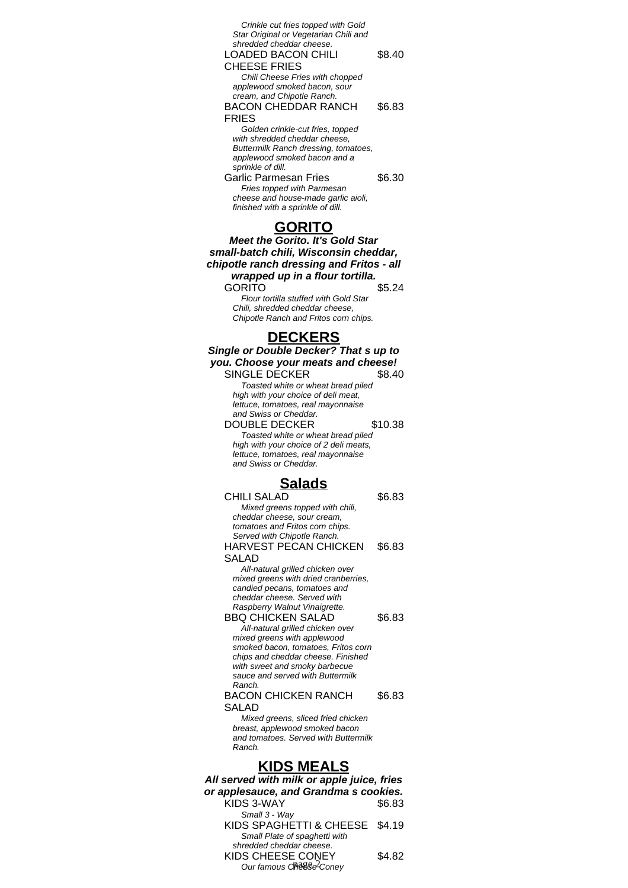*Crinkle cut fries topped with Gold Star Original or Vegetarian Chili and shredded cheddar cheese.*

LOADED BACON CHILI CHEESE FRIES $8.40

*Chili Cheese Fries with chopped applewood smoked bacon, sour cream, and Chipotle Ranch.*

BACON CHEDDAR RANCH FRIES $6.83

*Golden crinkle-cut fries, topped with shredded cheddar cheese, Buttermilk Ranch dressing, tomatoes, applewood smoked bacon and a sprinkle of dill.*

Garlic Parmesan Fries $6.30

*Fries topped with Parmesan cheese and house-made garlic aioli, finished with a sprinkle of dill.*

## GORITO

***Meet the Gorito. It's Gold Star small-batch chili, Wisconsin cheddar, chipotle ranch dressing and Fritos - all wrapped up in a flour tortilla.***

GORITO $5.24

*Flour tortilla stuffed with Gold Star Chili, shredded cheddar cheese, Chipotle Ranch and Fritos corn chips.*

## DECKERS

***Single or Double Decker? That s up to you. Choose your meats and cheese!***

SINGLE DECKER $8.40

*Toasted white or wheat bread piled high with your choice of deli meat, lettuce, tomatoes, real mayonnaise and Swiss or Cheddar.*

DOUBLE DECKER $10.38

*Toasted white or wheat bread piled high with your choice of 2 deli meats, lettuce, tomatoes, real mayonnaise and Swiss or Cheddar.*

## Salads

CHILI SALAD $6.83

*Mixed greens topped with chili, cheddar cheese, sour cream, tomatoes and Fritos corn chips. Served with Chipotle Ranch.*

HARVEST PECAN CHICKEN SALAD $6.83

*All-natural grilled chicken over mixed greens with dried cranberries, candied pecans, tomatoes and cheddar cheese. Served with Raspberry Walnut Vinaigrette.*

BBQ CHICKEN SALAD $6.83

*All-natural grilled chicken over mixed greens with applewood smoked bacon, tomatoes, Fritos corn chips and cheddar cheese. Finished with sweet and smoky barbecue sauce and served with Buttermilk Ranch.*

BACON CHICKEN RANCH SALAD $6.83

*Mixed greens, sliced fried chicken breast, applewood smoked bacon and tomatoes. Served with Buttermilk Ranch.*

## KIDS MEALS

***All served with milk or apple juice, fries or applesauce, and Grandma s cookies.***

KIDS 3-WAY $6.83

*Small 3 - Way*

KIDS SPAGHETTI & CHEESE $4.19

*Small Plate of spaghetti with shredded cheddar cheese.*

KIDS CHEESE CONEY $4.82

*Our famous Cheese Coney*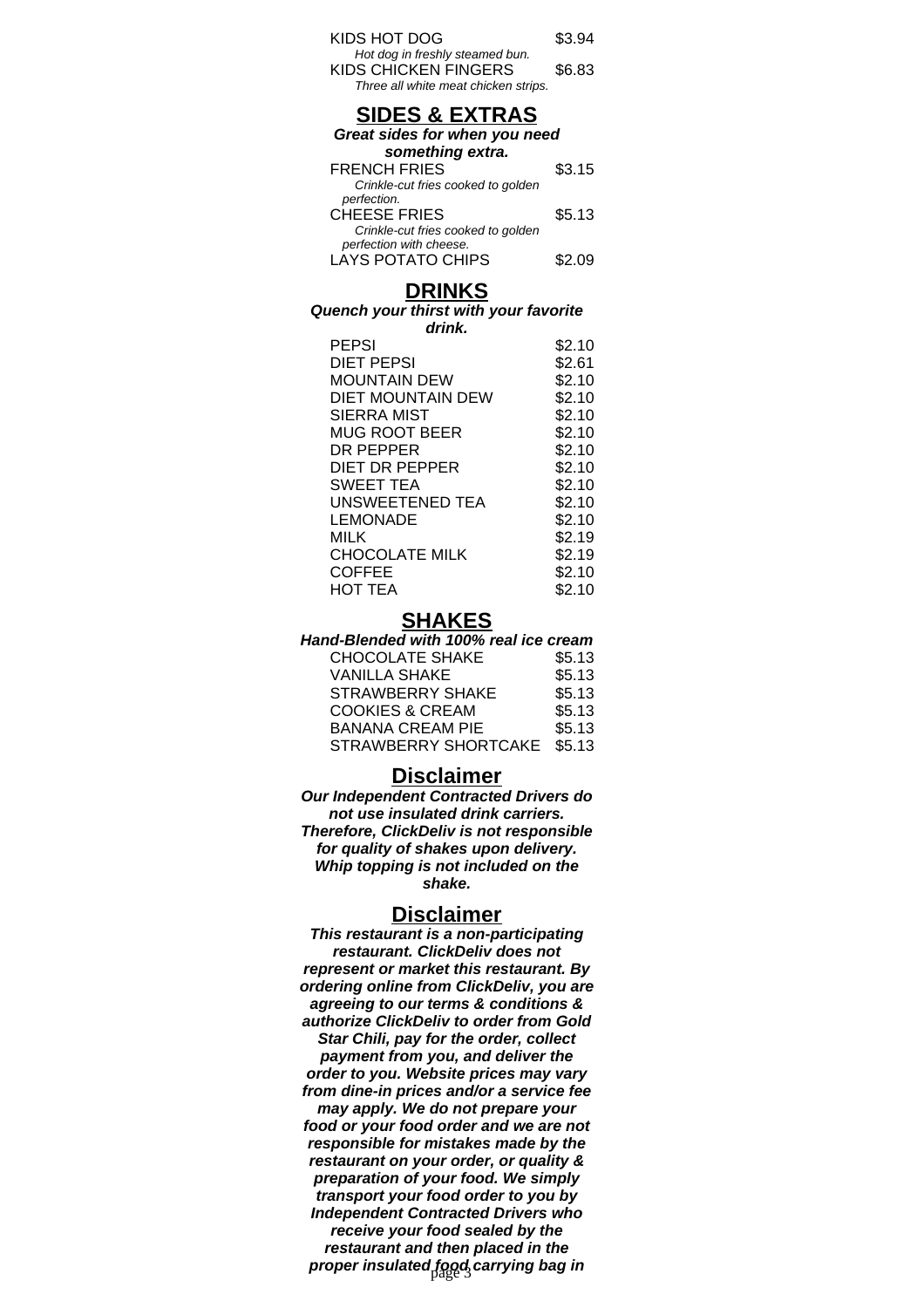KIDS HOT DOG $3.94

*Hot dog in freshly steamed bun.*

KIDS CHICKEN FINGERS $6.83

*Three all white meat chicken strips.*

## SIDES & EXTRAS

***Great sides for when you need something extra.***

FRENCH FRIES $3.15

*Crinkle-cut fries cooked to golden perfection.*

CHEESE FRIES $5.13

*Crinkle-cut fries cooked to golden perfection with cheese.*

LAYS POTATO CHIPS $2.09

## DRINKS

***Quench your thirst with your favorite drink.***

| | |
|---|---|
| PEPSI | $2.10 |
| DIET PEPSI | $2.61 |
| MOUNTAIN DEW | $2.10 |
| DIET MOUNTAIN DEW | $2.10 |
| SIERRA MIST | $2.10 |
| MUG ROOT BEER | $2.10 |
| DR PEPPER | $2.10 |
| DIET DR PEPPER | $2.10 |
| SWEET TEA | $2.10 |
| UNSWEETENED TEA | $2.10 |
| LEMONADE | $2.10 |
| MILK | $2.19 |
| CHOCOLATE MILK | $2.19 |
| COFFEE | $2.10 |
| HOT TEA | $2.10 |

## SHAKES

***Hand-Blended with 100% real ice cream***

| | |
|---|---|
| CHOCOLATE SHAKE | $5.13 |
| VANILLA SHAKE | $5.13 |
| STRAWBERRY SHAKE | $5.13 |
| COOKIES & CREAM | $5.13 |
| BANANA CREAM PIE | $5.13 |
| STRAWBERRY SHORTCAKE | $5.13 |

## Disclaimer

***Our Independent Contracted Drivers do not use insulated drink carriers. Therefore, ClickDeliv is not responsible for quality of shakes upon delivery. Whip topping is not included on the shake.***

## Disclaimer

***This restaurant is a non-participating restaurant. ClickDeliv does not represent or market this restaurant. By ordering online from ClickDeliv, you are agreeing to our terms & conditions & authorize ClickDeliv to order from Gold Star Chili, pay for the order, collect payment from you, and deliver the order to you. Website prices may vary from dine-in prices and/or a service fee may apply. We do not prepare your food or your food order and we are not responsible for mistakes made by the restaurant on your order, or quality & preparation of your food. We simply transport your food order to you by Independent Contracted Drivers who receive your food sealed by the restaurant and then placed in the proper insulated food carrying bag in***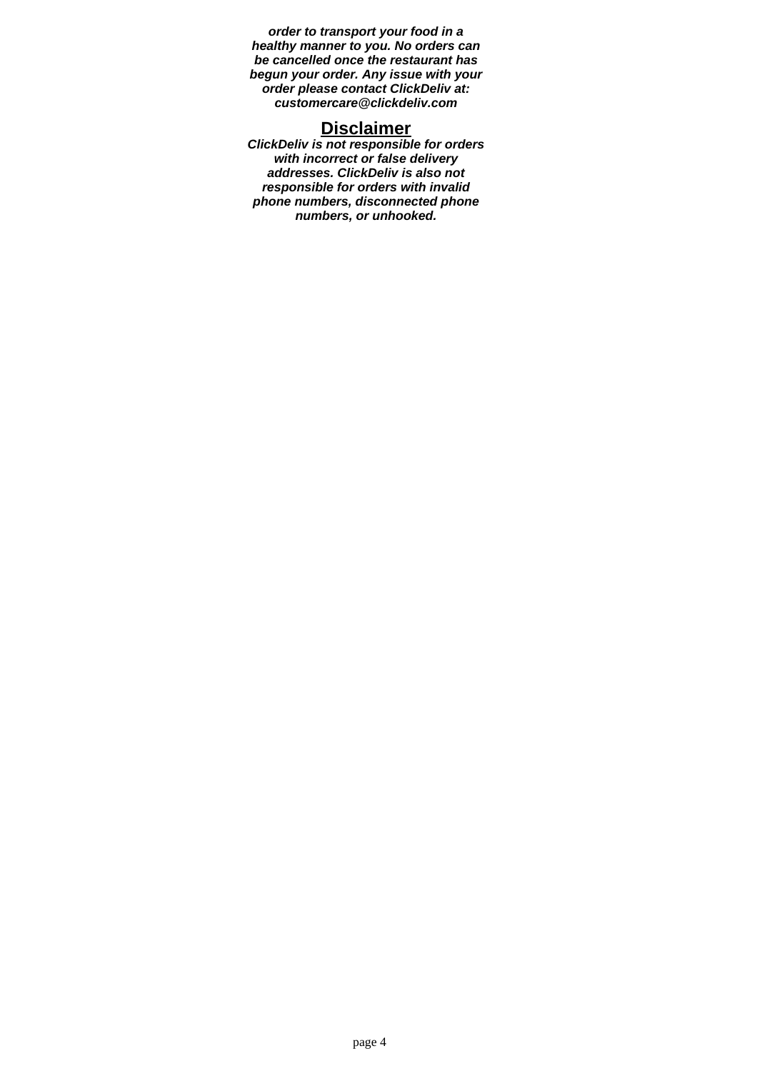***order to transport your food in a healthy manner to you. No orders can be cancelled once the restaurant has begun your order. Any issue with your order please contact ClickDeliv at: customercare@clickdeliv.com***

## Disclaimer

***ClickDeliv is not responsible for orders with incorrect or false delivery addresses. ClickDeliv is also not responsible for orders with invalid phone numbers, disconnected phone numbers, or unhooked.***